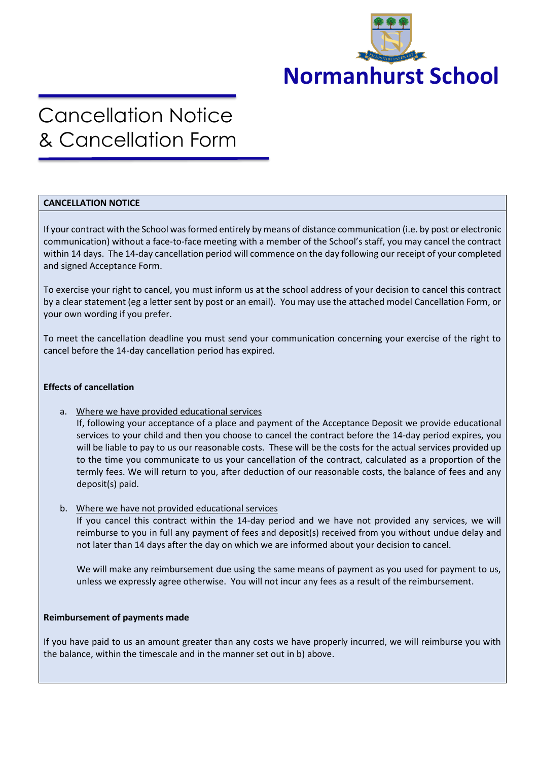Normanhurst School

# Cancellation Notice & Cancellation Form

## CANCELLATION NOTICE

If your contract with the School was formed entirely by means of distance communication (i.e. by post or electronic communication) without a face-to-face meeting with a member of the School's staff, you may cancel the contract within 14 days. The 14-day cancellation period will commence on the day following our receipt of your completed and signed Acceptance Form.

To exercise your right to cancel, you must inform us at the school address of your decision to cancel this contract by a clear statement (eg a letter sent by post or an email). You may use the attached model Cancellation Form, or your own wording if you prefer.

To meet the cancellation deadline you must send your communication concerning your exercise of the right to cancel before the 14-day cancellation period has expired.

**Effects of cancellation**

a. Where we have provided educational services
   If, following your acceptance of a place and payment of the Acceptance Deposit we provide educational services to your child and then you choose to cancel the contract before the 14-day period expires, you will be liable to pay to us our reasonable costs. These will be the costs for the actual services provided up to the time you communicate to us your cancellation of the contract, calculated as a proportion of the termly fees. We will return to you, after deduction of our reasonable costs, the balance of fees and any deposit(s) paid.

b. Where we have not provided educational services
   If you cancel this contract within the 14-day period and we have not provided any services, we will reimburse to you in full any payment of fees and deposit(s) received from you without undue delay and not later than 14 days after the day on which we are informed about your decision to cancel.

   We will make any reimbursement due using the same means of payment as you used for payment to us, unless we expressly agree otherwise. You will not incur any fees as a result of the reimbursement.

**Reimbursement of payments made**

If you have paid to us an amount greater than any costs we have properly incurred, we will reimburse you with the balance, within the timescale and in the manner set out in b) above.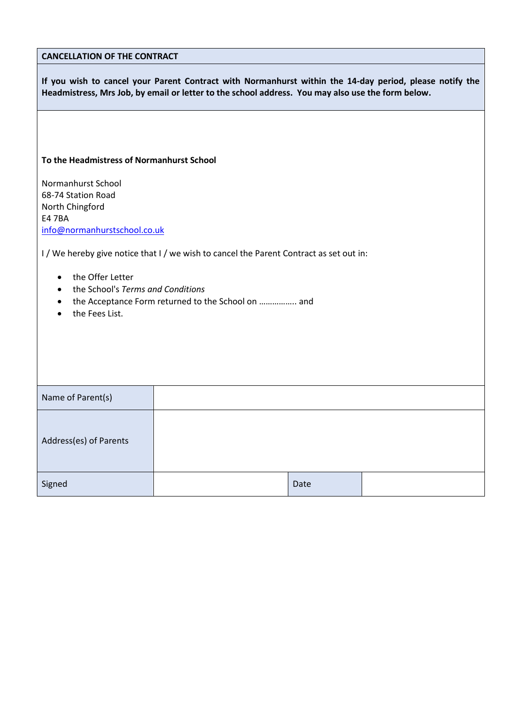**CANCELLATION OF THE CONTRACT**

**If you wish to cancel your Parent Contract with Normanhurst within the 14-day period, please notify the Headmistress, Mrs Job, by email or letter to the school address. You may also use the form below.**

**To the Headmistress of Normanhurst School**

Normanhurst School
68-74 Station Road
North Chingford
E4 7BA
info@normanhurstschool.co.uk

I / We hereby give notice that I / we wish to cancel the Parent Contract as set out in:

- the Offer Letter
- the School's *Terms and Conditions*
- the Acceptance Form returned to the School on …………….. and
- the Fees List.

| | | | |
|---|---|---|---|
| Name of Parent(s) | | | |
| Address(es) of Parents | | | |
| Signed | | Date | |